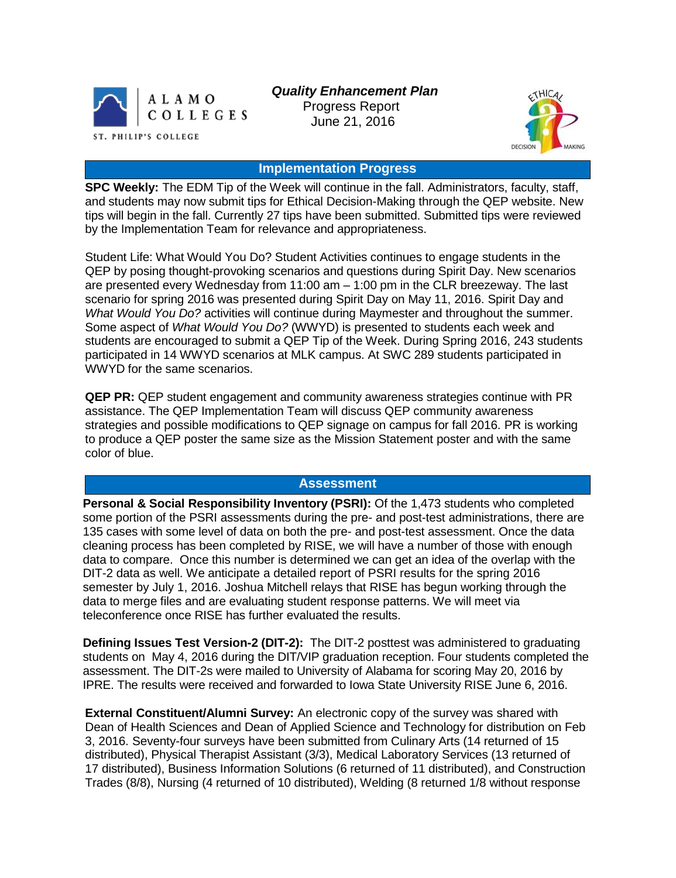ALAMO COLLEGES

ST. PHILIP'S COLLEGE

# *Quality Enhancement Plan*

Progress Report
June 21, 2016

ETHICAL DECISION MAKING

## Implementation Progress

**SPC Weekly:** The EDM Tip of the Week will continue in the fall. Administrators, faculty, staff, and students may now submit tips for Ethical Decision-Making through the QEP website. New tips will begin in the fall. Currently 27 tips have been submitted. Submitted tips were reviewed by the Implementation Team for relevance and appropriateness.

Student Life: What Would You Do? Student Activities continues to engage students in the QEP by posing thought-provoking scenarios and questions during Spirit Day. New scenarios are presented every Wednesday from 11:00 am – 1:00 pm in the CLR breezeway. The last scenario for spring 2016 was presented during Spirit Day on May 11, 2016. Spirit Day and *What Would You Do?* activities will continue during Maymester and throughout the summer. Some aspect of *What Would You Do?* (WWYD) is presented to students each week and students are encouraged to submit a QEP Tip of the Week. During Spring 2016, 243 students participated in 14 WWYD scenarios at MLK campus. At SWC 289 students participated in WWYD for the same scenarios.

**QEP PR:** QEP student engagement and community awareness strategies continue with PR assistance. The QEP Implementation Team will discuss QEP community awareness strategies and possible modifications to QEP signage on campus for fall 2016. PR is working to produce a QEP poster the same size as the Mission Statement poster and with the same color of blue.

## Assessment

**Personal & Social Responsibility Inventory (PSRI):** Of the 1,473 students who completed some portion of the PSRI assessments during the pre- and post-test administrations, there are 135 cases with some level of data on both the pre- and post-test assessment. Once the data cleaning process has been completed by RISE, we will have a number of those with enough data to compare. Once this number is determined we can get an idea of the overlap with the DIT-2 data as well. We anticipate a detailed report of PSRI results for the spring 2016 semester by July 1, 2016. Joshua Mitchell relays that RISE has begun working through the data to merge files and are evaluating student response patterns. We will meet via teleconference once RISE has further evaluated the results.

**Defining Issues Test Version-2 (DIT-2):** The DIT-2 posttest was administered to graduating students on May 4, 2016 during the DIT/VIP graduation reception. Four students completed the assessment. The DIT-2s were mailed to University of Alabama for scoring May 20, 2016 by IPRE. The results were received and forwarded to Iowa State University RISE June 6, 2016.

**External Constituent/Alumni Survey:** An electronic copy of the survey was shared with Dean of Health Sciences and Dean of Applied Science and Technology for distribution on Feb 3, 2016. Seventy-four surveys have been submitted from Culinary Arts (14 returned of 15 distributed), Physical Therapist Assistant (3/3), Medical Laboratory Services (13 returned of 17 distributed), Business Information Solutions (6 returned of 11 distributed), and Construction Trades (8/8), Nursing (4 returned of 10 distributed), Welding (8 returned 1/8 without response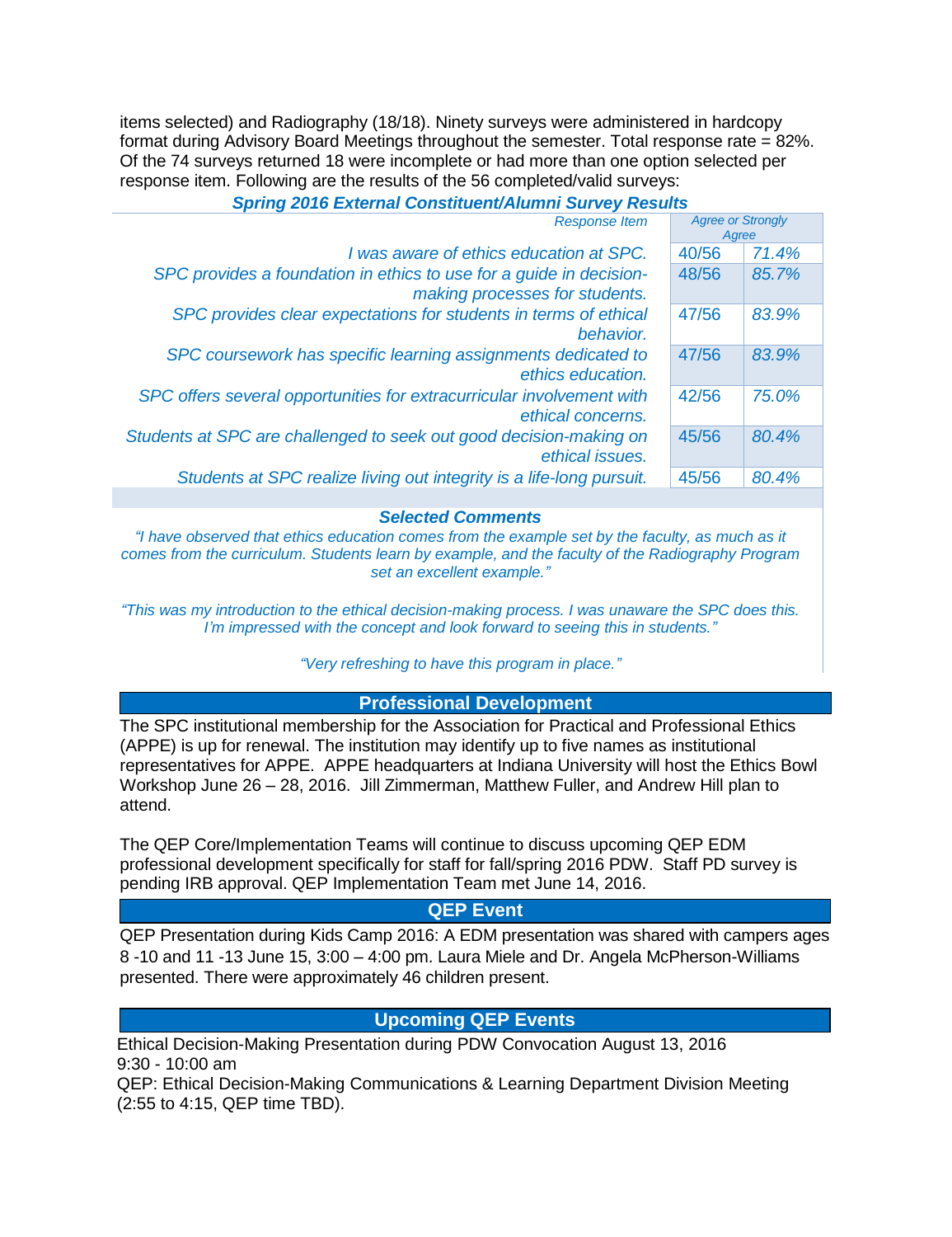items selected) and Radiography (18/18). Ninety surveys were administered in hardcopy format during Advisory Board Meetings throughout the semester. Total response rate = 82%. Of the 74 surveys returned 18 were incomplete or had more than one option selected per response item. Following are the results of the 56 completed/valid surveys:

***Spring 2016 External Constituent/Alumni Survey Results***

| *Response Item* | *Agree or Strongly Agree* | |
|---|---|---|
| *I was aware of ethics education at SPC.* | 40/56 | *71.4%* |
| *SPC provides a foundation in ethics to use for a guide in decision-making processes for students.* | 48/56 | *85.7%* |
| *SPC provides clear expectations for students in terms of ethical behavior.* | 47/56 | *83.9%* |
| *SPC coursework has specific learning assignments dedicated to ethics education.* | 47/56 | *83.9%* |
| *SPC offers several opportunities for extracurricular involvement with ethical concerns.* | 42/56 | *75.0%* |
| *Students at SPC are challenged to seek out good decision-making on ethical issues.* | 45/56 | *80.4%* |
| *Students at SPC realize living out integrity is a life-long pursuit.* | 45/56 | *80.4%* |

***Selected Comments***

*"I have observed that ethics education comes from the example set by the faculty, as much as it comes from the curriculum. Students learn by example, and the faculty of the Radiography Program set an excellent example."*

*"This was my introduction to the ethical decision-making process. I was unaware the SPC does this. I'm impressed with the concept and look forward to seeing this in students."*

*"Very refreshing to have this program in place."*

## Professional Development

The SPC institutional membership for the Association for Practical and Professional Ethics (APPE) is up for renewal. The institution may identify up to five names as institutional representatives for APPE. APPE headquarters at Indiana University will host the Ethics Bowl Workshop June 26 – 28, 2016. Jill Zimmerman, Matthew Fuller, and Andrew Hill plan to attend.

The QEP Core/Implementation Teams will continue to discuss upcoming QEP EDM professional development specifically for staff for fall/spring 2016 PDW. Staff PD survey is pending IRB approval. QEP Implementation Team met June 14, 2016.

## QEP Event

QEP Presentation during Kids Camp 2016: A EDM presentation was shared with campers ages 8 -10 and 11 -13 June 15, 3:00 – 4:00 pm. Laura Miele and Dr. Angela McPherson-Williams presented. There were approximately 46 children present.

## Upcoming QEP Events

Ethical Decision-Making Presentation during PDW Convocation August 13, 2016
9:30 - 10:00 am
QEP: Ethical Decision-Making Communications & Learning Department Division Meeting (2:55 to 4:15, QEP time TBD).